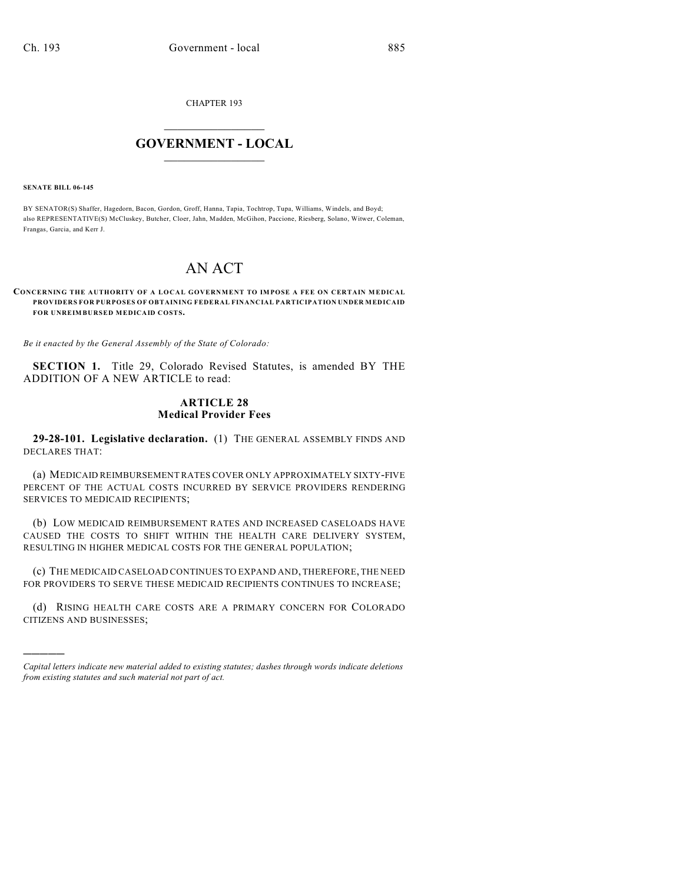CHAPTER 193

# GOVERNMENT - LOCAL

**SENATE BILL 06-145**

BY SENATOR(S) Shaffer, Hagedorn, Bacon, Gordon, Groff, Hanna, Tapia, Tochtrop, Tupa, Williams, Windels, and Boyd;
also REPRESENTATIVE(S) McCluskey, Butcher, Cloer, Jahn, Madden, McGihon, Paccione, Riesberg, Solano, Witwer, Coleman, Frangas, Garcia, and Kerr J.

# AN ACT

**CONCERNING THE AUTHORITY OF A LOCAL GOVERNMENT TO IMPOSE A FEE ON CERTAIN MEDICAL PROVIDERS FOR PURPOSES OF OBTAINING FEDERAL FINANCIAL PARTICIPATION UNDER MEDICAID FOR UNREIMBURSED MEDICAID COSTS.**

*Be it enacted by the General Assembly of the State of Colorado:*

**SECTION 1.** Title 29, Colorado Revised Statutes, is amended BY THE ADDITION OF A NEW ARTICLE to read:

## ARTICLE 28
## Medical Provider Fees

**29-28-101. Legislative declaration.** (1) THE GENERAL ASSEMBLY FINDS AND DECLARES THAT:

(a) MEDICAID REIMBURSEMENT RATES COVER ONLY APPROXIMATELY SIXTY-FIVE PERCENT OF THE ACTUAL COSTS INCURRED BY SERVICE PROVIDERS RENDERING SERVICES TO MEDICAID RECIPIENTS;

(b) LOW MEDICAID REIMBURSEMENT RATES AND INCREASED CASELOADS HAVE CAUSED THE COSTS TO SHIFT WITHIN THE HEALTH CARE DELIVERY SYSTEM, RESULTING IN HIGHER MEDICAL COSTS FOR THE GENERAL POPULATION;

(c) THE MEDICAID CASELOAD CONTINUES TO EXPAND AND, THEREFORE, THE NEED FOR PROVIDERS TO SERVE THESE MEDICAID RECIPIENTS CONTINUES TO INCREASE;

(d) RISING HEALTH CARE COSTS ARE A PRIMARY CONCERN FOR COLORADO CITIZENS AND BUSINESSES;

---

*Capital letters indicate new material added to existing statutes; dashes through words indicate deletions from existing statutes and such material not part of act.*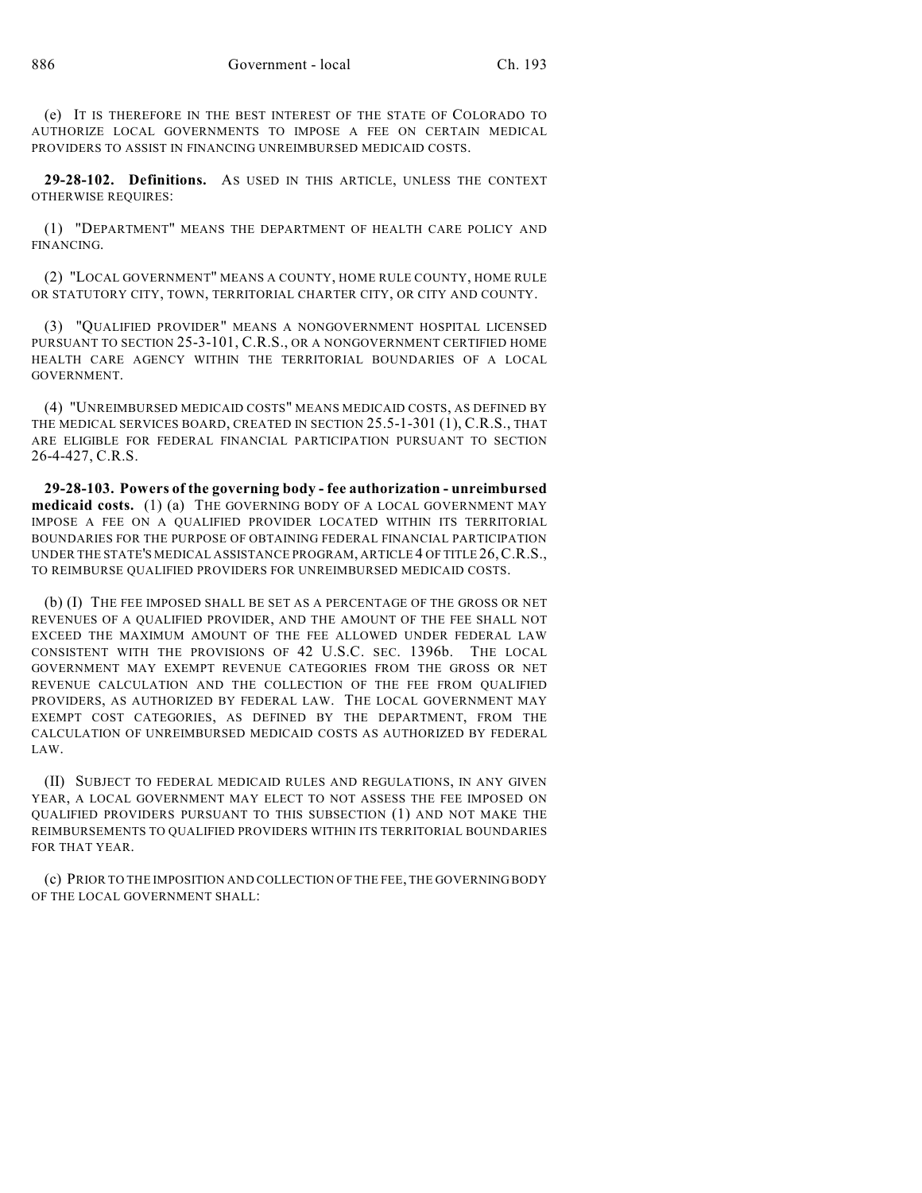(e) IT IS THEREFORE IN THE BEST INTEREST OF THE STATE OF COLORADO TO AUTHORIZE LOCAL GOVERNMENTS TO IMPOSE A FEE ON CERTAIN MEDICAL PROVIDERS TO ASSIST IN FINANCING UNREIMBURSED MEDICAID COSTS.

**29-28-102. Definitions.** AS USED IN THIS ARTICLE, UNLESS THE CONTEXT OTHERWISE REQUIRES:

(1) "DEPARTMENT" MEANS THE DEPARTMENT OF HEALTH CARE POLICY AND FINANCING.

(2) "LOCAL GOVERNMENT" MEANS A COUNTY, HOME RULE COUNTY, HOME RULE OR STATUTORY CITY, TOWN, TERRITORIAL CHARTER CITY, OR CITY AND COUNTY.

(3) "QUALIFIED PROVIDER" MEANS A NONGOVERNMENT HOSPITAL LICENSED PURSUANT TO SECTION 25-3-101, C.R.S., OR A NONGOVERNMENT CERTIFIED HOME HEALTH CARE AGENCY WITHIN THE TERRITORIAL BOUNDARIES OF A LOCAL GOVERNMENT.

(4) "UNREIMBURSED MEDICAID COSTS" MEANS MEDICAID COSTS, AS DEFINED BY THE MEDICAL SERVICES BOARD, CREATED IN SECTION 25.5-1-301 (1), C.R.S., THAT ARE ELIGIBLE FOR FEDERAL FINANCIAL PARTICIPATION PURSUANT TO SECTION 26-4-427, C.R.S.

**29-28-103. Powers of the governing body - fee authorization - unreimbursed medicaid costs.** (1) (a) THE GOVERNING BODY OF A LOCAL GOVERNMENT MAY IMPOSE A FEE ON A QUALIFIED PROVIDER LOCATED WITHIN ITS TERRITORIAL BOUNDARIES FOR THE PURPOSE OF OBTAINING FEDERAL FINANCIAL PARTICIPATION UNDER THE STATE'S MEDICAL ASSISTANCE PROGRAM, ARTICLE 4 OF TITLE 26, C.R.S., TO REIMBURSE QUALIFIED PROVIDERS FOR UNREIMBURSED MEDICAID COSTS.

(b) (I) THE FEE IMPOSED SHALL BE SET AS A PERCENTAGE OF THE GROSS OR NET REVENUES OF A QUALIFIED PROVIDER, AND THE AMOUNT OF THE FEE SHALL NOT EXCEED THE MAXIMUM AMOUNT OF THE FEE ALLOWED UNDER FEDERAL LAW CONSISTENT WITH THE PROVISIONS OF 42 U.S.C. SEC. 1396b. THE LOCAL GOVERNMENT MAY EXEMPT REVENUE CATEGORIES FROM THE GROSS OR NET REVENUE CALCULATION AND THE COLLECTION OF THE FEE FROM QUALIFIED PROVIDERS, AS AUTHORIZED BY FEDERAL LAW. THE LOCAL GOVERNMENT MAY EXEMPT COST CATEGORIES, AS DEFINED BY THE DEPARTMENT, FROM THE CALCULATION OF UNREIMBURSED MEDICAID COSTS AS AUTHORIZED BY FEDERAL LAW.

(II) SUBJECT TO FEDERAL MEDICAID RULES AND REGULATIONS, IN ANY GIVEN YEAR, A LOCAL GOVERNMENT MAY ELECT TO NOT ASSESS THE FEE IMPOSED ON QUALIFIED PROVIDERS PURSUANT TO THIS SUBSECTION (1) AND NOT MAKE THE REIMBURSEMENTS TO QUALIFIED PROVIDERS WITHIN ITS TERRITORIAL BOUNDARIES FOR THAT YEAR.

(c) PRIOR TO THE IMPOSITION AND COLLECTION OF THE FEE, THE GOVERNING BODY OF THE LOCAL GOVERNMENT SHALL: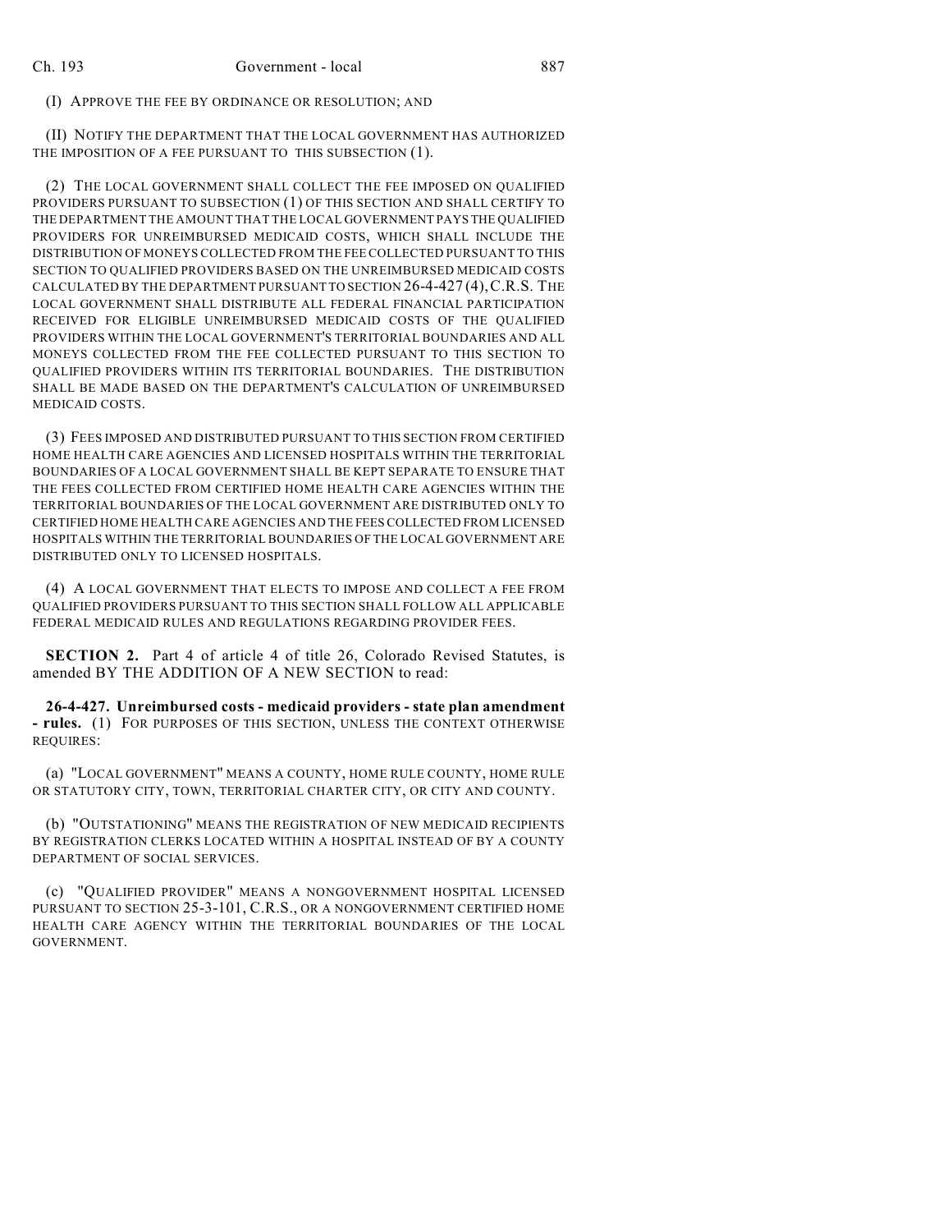(I) APPROVE THE FEE BY ORDINANCE OR RESOLUTION; AND

(II) NOTIFY THE DEPARTMENT THAT THE LOCAL GOVERNMENT HAS AUTHORIZED THE IMPOSITION OF A FEE PURSUANT TO THIS SUBSECTION (1).

(2) THE LOCAL GOVERNMENT SHALL COLLECT THE FEE IMPOSED ON QUALIFIED PROVIDERS PURSUANT TO SUBSECTION (1) OF THIS SECTION AND SHALL CERTIFY TO THE DEPARTMENT THE AMOUNT THAT THE LOCAL GOVERNMENT PAYS THE QUALIFIED PROVIDERS FOR UNREIMBURSED MEDICAID COSTS, WHICH SHALL INCLUDE THE DISTRIBUTION OF MONEYS COLLECTED FROM THE FEE COLLECTED PURSUANT TO THIS SECTION TO QUALIFIED PROVIDERS BASED ON THE UNREIMBURSED MEDICAID COSTS CALCULATED BY THE DEPARTMENT PURSUANT TO SECTION 26-4-427 (4), C.R.S. THE LOCAL GOVERNMENT SHALL DISTRIBUTE ALL FEDERAL FINANCIAL PARTICIPATION RECEIVED FOR ELIGIBLE UNREIMBURSED MEDICAID COSTS OF THE QUALIFIED PROVIDERS WITHIN THE LOCAL GOVERNMENT'S TERRITORIAL BOUNDARIES AND ALL MONEYS COLLECTED FROM THE FEE COLLECTED PURSUANT TO THIS SECTION TO QUALIFIED PROVIDERS WITHIN ITS TERRITORIAL BOUNDARIES. THE DISTRIBUTION SHALL BE MADE BASED ON THE DEPARTMENT'S CALCULATION OF UNREIMBURSED MEDICAID COSTS.

(3) FEES IMPOSED AND DISTRIBUTED PURSUANT TO THIS SECTION FROM CERTIFIED HOME HEALTH CARE AGENCIES AND LICENSED HOSPITALS WITHIN THE TERRITORIAL BOUNDARIES OF A LOCAL GOVERNMENT SHALL BE KEPT SEPARATE TO ENSURE THAT THE FEES COLLECTED FROM CERTIFIED HOME HEALTH CARE AGENCIES WITHIN THE TERRITORIAL BOUNDARIES OF THE LOCAL GOVERNMENT ARE DISTRIBUTED ONLY TO CERTIFIED HOME HEALTH CARE AGENCIES AND THE FEES COLLECTED FROM LICENSED HOSPITALS WITHIN THE TERRITORIAL BOUNDARIES OF THE LOCAL GOVERNMENT ARE DISTRIBUTED ONLY TO LICENSED HOSPITALS.

(4) A LOCAL GOVERNMENT THAT ELECTS TO IMPOSE AND COLLECT A FEE FROM QUALIFIED PROVIDERS PURSUANT TO THIS SECTION SHALL FOLLOW ALL APPLICABLE FEDERAL MEDICAID RULES AND REGULATIONS REGARDING PROVIDER FEES.

**SECTION 2.** Part 4 of article 4 of title 26, Colorado Revised Statutes, is amended BY THE ADDITION OF A NEW SECTION to read:

**26-4-427. Unreimbursed costs - medicaid providers - state plan amendment - rules.** (1) FOR PURPOSES OF THIS SECTION, UNLESS THE CONTEXT OTHERWISE REQUIRES:

(a) "LOCAL GOVERNMENT" MEANS A COUNTY, HOME RULE COUNTY, HOME RULE OR STATUTORY CITY, TOWN, TERRITORIAL CHARTER CITY, OR CITY AND COUNTY.

(b) "OUTSTATIONING" MEANS THE REGISTRATION OF NEW MEDICAID RECIPIENTS BY REGISTRATION CLERKS LOCATED WITHIN A HOSPITAL INSTEAD OF BY A COUNTY DEPARTMENT OF SOCIAL SERVICES.

(c) "QUALIFIED PROVIDER" MEANS A NONGOVERNMENT HOSPITAL LICENSED PURSUANT TO SECTION 25-3-101, C.R.S., OR A NONGOVERNMENT CERTIFIED HOME HEALTH CARE AGENCY WITHIN THE TERRITORIAL BOUNDARIES OF THE LOCAL GOVERNMENT.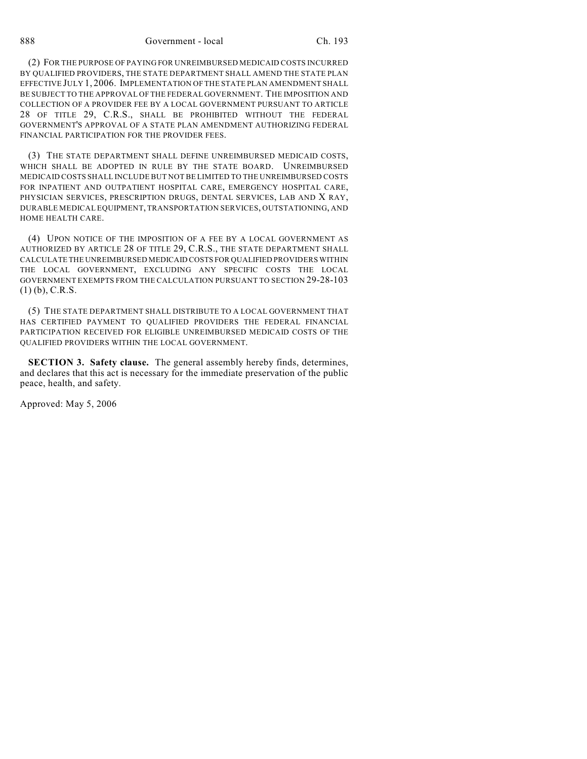(2) FOR THE PURPOSE OF PAYING FOR UNREIMBURSED MEDICAID COSTS INCURRED BY QUALIFIED PROVIDERS, THE STATE DEPARTMENT SHALL AMEND THE STATE PLAN EFFECTIVE JULY 1, 2006. IMPLEMENTATION OF THE STATE PLAN AMENDMENT SHALL BE SUBJECT TO THE APPROVAL OF THE FEDERAL GOVERNMENT. THE IMPOSITION AND COLLECTION OF A PROVIDER FEE BY A LOCAL GOVERNMENT PURSUANT TO ARTICLE 28 OF TITLE 29, C.R.S., SHALL BE PROHIBITED WITHOUT THE FEDERAL GOVERNMENT'S APPROVAL OF A STATE PLAN AMENDMENT AUTHORIZING FEDERAL FINANCIAL PARTICIPATION FOR THE PROVIDER FEES.

(3) THE STATE DEPARTMENT SHALL DEFINE UNREIMBURSED MEDICAID COSTS, WHICH SHALL BE ADOPTED IN RULE BY THE STATE BOARD. UNREIMBURSED MEDICAID COSTS SHALL INCLUDE BUT NOT BE LIMITED TO THE UNREIMBURSED COSTS FOR INPATIENT AND OUTPATIENT HOSPITAL CARE, EMERGENCY HOSPITAL CARE, PHYSICIAN SERVICES, PRESCRIPTION DRUGS, DENTAL SERVICES, LAB AND X RAY, DURABLE MEDICAL EQUIPMENT, TRANSPORTATION SERVICES, OUTSTATIONING, AND HOME HEALTH CARE.

(4) UPON NOTICE OF THE IMPOSITION OF A FEE BY A LOCAL GOVERNMENT AS AUTHORIZED BY ARTICLE 28 OF TITLE 29, C.R.S., THE STATE DEPARTMENT SHALL CALCULATE THE UNREIMBURSED MEDICAID COSTS FOR QUALIFIED PROVIDERS WITHIN THE LOCAL GOVERNMENT, EXCLUDING ANY SPECIFIC COSTS THE LOCAL GOVERNMENT EXEMPTS FROM THE CALCULATION PURSUANT TO SECTION 29-28-103 (1) (b), C.R.S.

(5) THE STATE DEPARTMENT SHALL DISTRIBUTE TO A LOCAL GOVERNMENT THAT HAS CERTIFIED PAYMENT TO QUALIFIED PROVIDERS THE FEDERAL FINANCIAL PARTICIPATION RECEIVED FOR ELIGIBLE UNREIMBURSED MEDICAID COSTS OF THE QUALIFIED PROVIDERS WITHIN THE LOCAL GOVERNMENT.

**SECTION 3. Safety clause.** The general assembly hereby finds, determines, and declares that this act is necessary for the immediate preservation of the public peace, health, and safety.

Approved: May 5, 2006